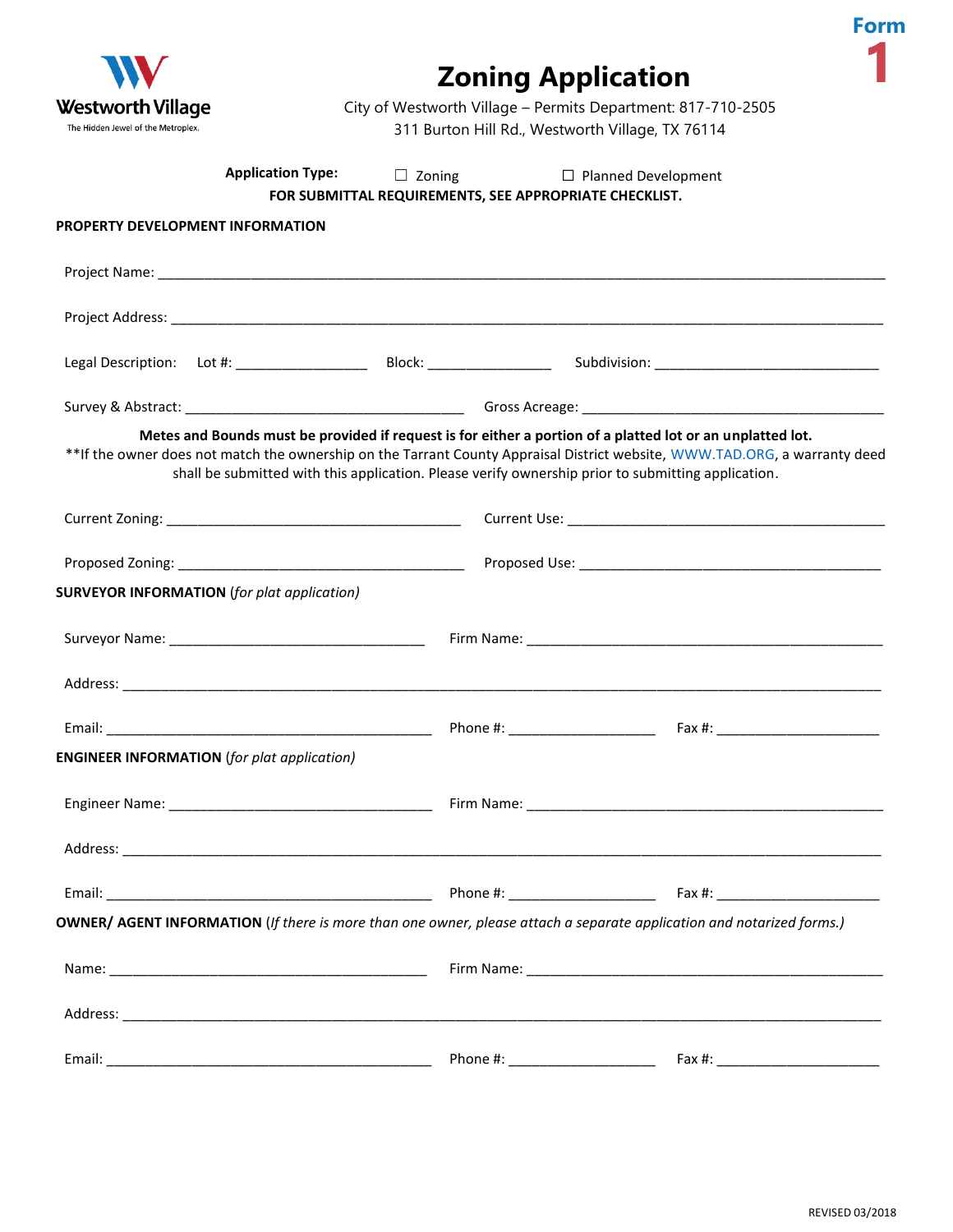Westworth Village
The Hidden Jewel of the Metroplex.

Form 1

# Zoning Application

City of Westworth Village – Permits Department: 817-710-2505
311 Burton Hill Rd., Westworth Village, TX 76114

**Application Type:** ☐ Zoning ☐ Planned Development

**FOR SUBMITTAL REQUIREMENTS, SEE APPROPRIATE CHECKLIST.**

## PROPERTY DEVELOPMENT INFORMATION

Project Name: ______________________________________________

Project Address: ______________________________________________

Legal Description: Lot #: _______________ Block: _______________ Subdivision: ____________________________

Survey & Abstract: ______________________________ Gross Acreage: ______________________________

**Metes and Bounds must be provided if request is for either a portion of a platted lot or an unplatted lot.**

**If the owner does not match the ownership on the Tarrant County Appraisal District website, WWW.TAD.ORG, a warranty deed shall be submitted with this application. Please verify ownership prior to submitting application.

Current Zoning: ______________________________ Current Use: ______________________________

Proposed Zoning: ______________________________ Proposed Use: ______________________________

## SURVEYOR INFORMATION (*for plat application)*

Surveyor Name: ______________________________ Firm Name: ______________________________

Address: ______________________________________________

Email: ______________________________ Phone #: _______________ Fax #: _______________

## ENGINEER INFORMATION (*for plat application)*

Engineer Name: ______________________________ Firm Name: ______________________________

Address: ______________________________________________

Email: ______________________________ Phone #: _______________ Fax #: _______________

## OWNER/ AGENT INFORMATION (*If there is more than one owner, please attach a separate application and notarized forms.)*

Name: ______________________________ Firm Name: ______________________________

Address: ______________________________________________

Email: ______________________________ Phone #: _______________ Fax #: _______________

REVISED 03/2018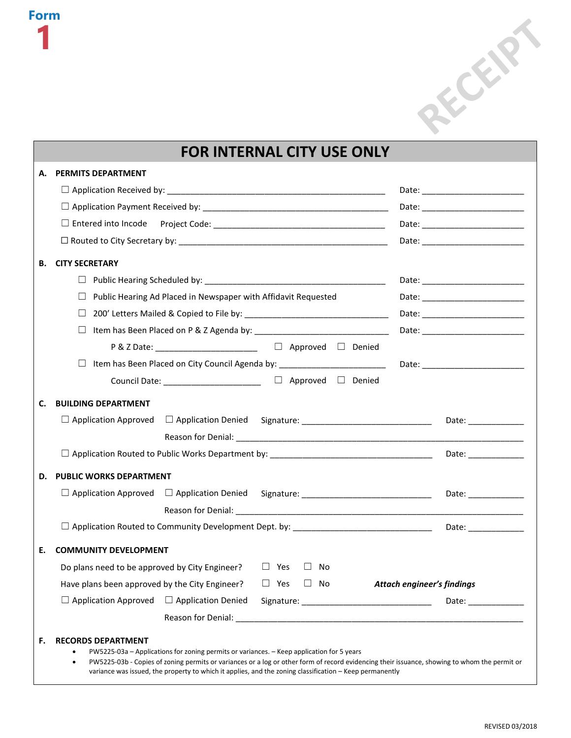**Form 1**

RECEIPT

# FOR INTERNAL CITY USE ONLY

**A. PERMITS DEPARTMENT**

☐ Application Received by: ______________________________ Date: ________________

☐ Application Payment Received by: ______________________________ Date: ________________

☐ Entered into Incode Project Code: ______________________________ Date: ________________

☐ Routed to City Secretary by: ______________________________ Date: ________________

**B. CITY SECRETARY**

☐ Public Hearing Scheduled by: ______________________________ Date: ________________

☐ Public Hearing Ad Placed in Newspaper with Affidavit Requested Date: ________________

☐ 200' Letters Mailed & Copied to File by: ______________________________ Date: ________________

☐ Item has Been Placed on P & Z Agenda by: ______________________________ Date: ________________

P & Z Date: ________________ ☐ Approved ☐ Denied

☐ Item has Been Placed on City Council Agenda by: ________________ Date: ________________

Council Date: ________________ ☐ Approved ☐ Denied

**C. BUILDING DEPARTMENT**

☐ Application Approved ☐ Application Denied Signature: ______________________ Date: __________

Reason for Denial: ______________________________________________

☐ Application Routed to Public Works Department by: ______________________________ Date: __________

**D. PUBLIC WORKS DEPARTMENT**

☐ Application Approved ☐ Application Denied Signature: ______________________ Date: __________

Reason for Denial: ______________________________________________

☐ Application Routed to Community Development Dept. by: ______________________________ Date: __________

**E. COMMUNITY DEVELOPMENT**

Do plans need to be approved by City Engineer? ☐ Yes ☐ No

Have plans been approved by the City Engineer? ☐ Yes ☐ No ***Attach engineer's findings***

☐ Application Approved ☐ Application Denied Signature: ______________________ Date: __________

Reason for Denial: ______________________________________________

**F. RECORDS DEPARTMENT**

- PW5225-03a – Applications for zoning permits or variances. – Keep application for 5 years
- PW5225-03b - Copies of zoning permits or variances or a log or other form of record evidencing their issuance, showing to whom the permit or variance was issued, the property to which it applies, and the zoning classification – Keep permanently

REVISED 03/2018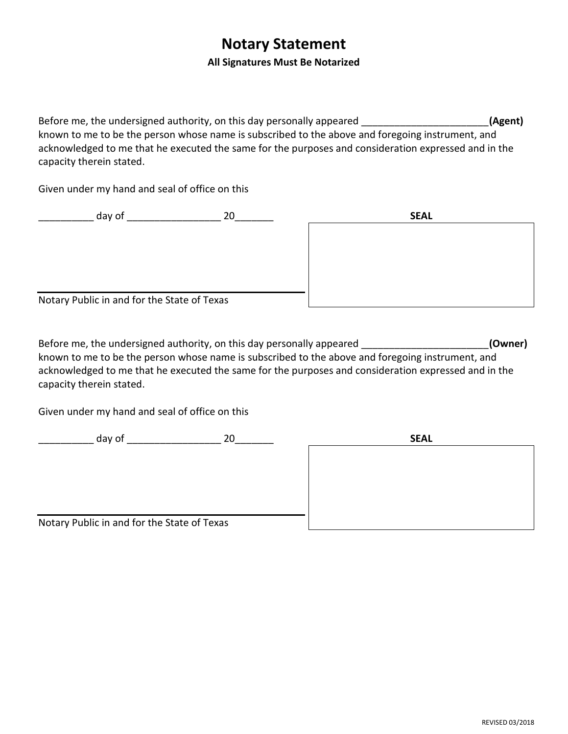# Notary Statement

**All Signatures Must Be Notarized**

Before me, the undersigned authority, on this day personally appeared _______________________**(Agent)** known to me to be the person whose name is subscribed to the above and foregoing instrument, and acknowledged to me that he executed the same for the purposes and consideration expressed and in the capacity therein stated.

Given under my hand and seal of office on this

__________ day of _________________ 20_______

**SEAL**

_______________________________________

Notary Public in and for the State of Texas

Before me, the undersigned authority, on this day personally appeared _______________________**(Owner)** known to me to be the person whose name is subscribed to the above and foregoing instrument, and acknowledged to me that he executed the same for the purposes and consideration expressed and in the capacity therein stated.

Given under my hand and seal of office on this

__________ day of _________________ 20_______

**SEAL**

_______________________________________

Notary Public in and for the State of Texas

REVISED 03/2018